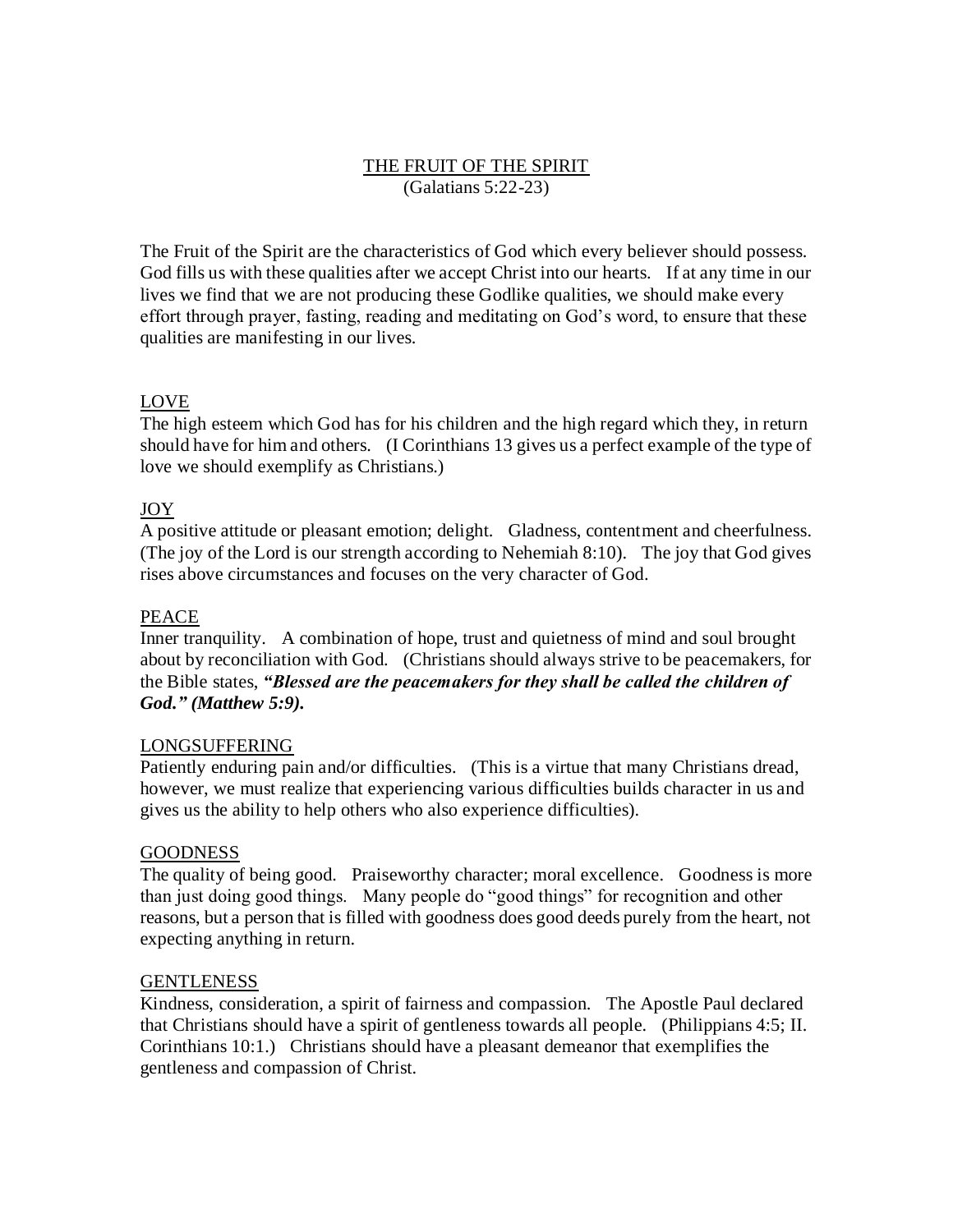# THE FRUIT OF THE SPIRIT

(Galatians 5:22-23)

The Fruit of the Spirit are the characteristics of God which every believer should possess. God fills us with these qualities after we accept Christ into our hearts. If at any time in our lives we find that we are not producing these Godlike qualities, we should make every effort through prayer, fasting, reading and meditating on God's word, to ensure that these qualities are manifesting in our lives.

## LOVE

The high esteem which God has for his children and the high regard which they, in return should have for him and others. (I Corinthians 13 gives us a perfect example of the type of love we should exemplify as Christians.)

## JOY

A positive attitude or pleasant emotion; delight. Gladness, contentment and cheerfulness. (The joy of the Lord is our strength according to Nehemiah 8:10). The joy that God gives rises above circumstances and focuses on the very character of God.

## PEACE

Inner tranquility. A combination of hope, trust and quietness of mind and soul brought about by reconciliation with God. (Christians should always strive to be peacemakers, for the Bible states, ***"Blessed are the peacemakers for they shall be called the children of God." (Matthew 5:9).***

## LONGSUFFERING

Patiently enduring pain and/or difficulties. (This is a virtue that many Christians dread, however, we must realize that experiencing various difficulties builds character in us and gives us the ability to help others who also experience difficulties).

## GOODNESS

The quality of being good. Praiseworthy character; moral excellence. Goodness is more than just doing good things. Many people do "good things" for recognition and other reasons, but a person that is filled with goodness does good deeds purely from the heart, not expecting anything in return.

## GENTLENESS

Kindness, consideration, a spirit of fairness and compassion. The Apostle Paul declared that Christians should have a spirit of gentleness towards all people. (Philippians 4:5; II. Corinthians 10:1.) Christians should have a pleasant demeanor that exemplifies the gentleness and compassion of Christ.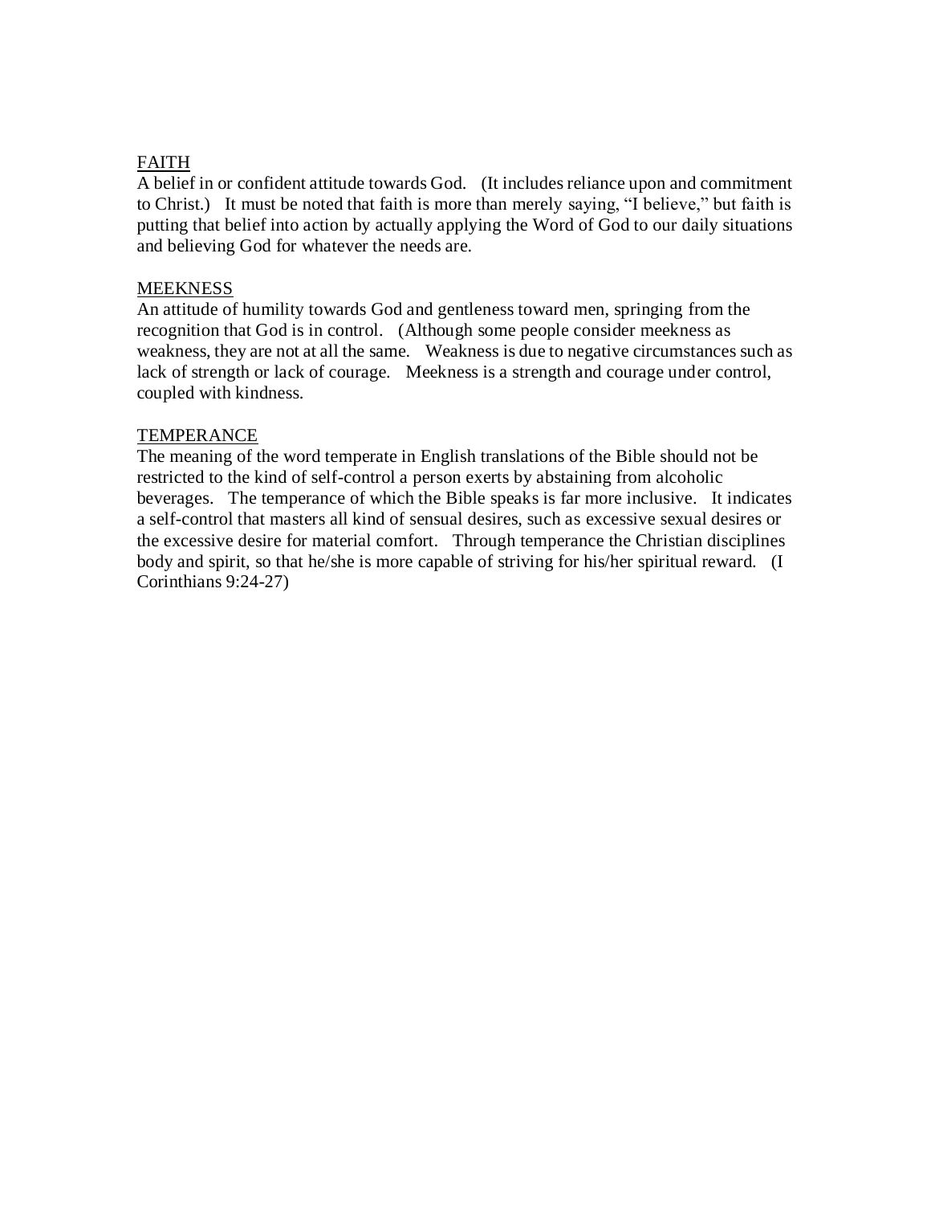<u>FAITH</u>

A belief in or confident attitude towards God. (It includes reliance upon and commitment to Christ.) It must be noted that faith is more than merely saying, "I believe," but faith is putting that belief into action by actually applying the Word of God to our daily situations and believing God for whatever the needs are.

<u>MEEKNESS</u>

An attitude of humility towards God and gentleness toward men, springing from the recognition that God is in control. (Although some people consider meekness as weakness, they are not at all the same. Weakness is due to negative circumstances such as lack of strength or lack of courage. Meekness is a strength and courage under control, coupled with kindness.

<u>TEMPERANCE</u>

The meaning of the word temperate in English translations of the Bible should not be restricted to the kind of self-control a person exerts by abstaining from alcoholic beverages. The temperance of which the Bible speaks is far more inclusive. It indicates a self-control that masters all kind of sensual desires, such as excessive sexual desires or the excessive desire for material comfort. Through temperance the Christian disciplines body and spirit, so that he/she is more capable of striving for his/her spiritual reward. (I Corinthians 9:24-27)